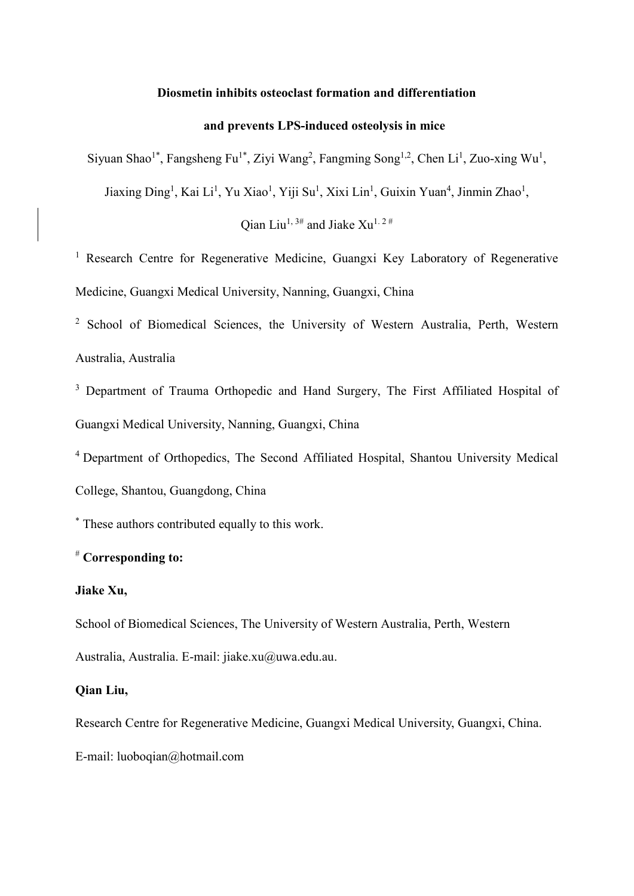# Diosmetin inhibits osteoclast formation and differentiation and prevents LPS-induced osteolysis in mice

Siyuan Shao[1*], Fangsheng Fu[1*], Ziyi Wang[2], Fangming Song[1,2], Chen Li[1], Zuo-xing Wu[1], Jiaxing Ding[1], Kai Li[1], Yu Xiao[1], Yiji Su[1], Xixi Lin[1], Guixin Yuan[4], Jinmin Zhao[1], Qian Liu[1, 3#] and Jiake Xu[1. 2 #]

[1] Research Centre for Regenerative Medicine, Guangxi Key Laboratory of Regenerative Medicine, Guangxi Medical University, Nanning, Guangxi, China

[2] School of Biomedical Sciences, the University of Western Australia, Perth, Western Australia, Australia

[3] Department of Trauma Orthopedic and Hand Surgery, The First Affiliated Hospital of Guangxi Medical University, Nanning, Guangxi, China

[4] Department of Orthopedics, The Second Affiliated Hospital, Shantou University Medical College, Shantou, Guangdong, China

[*] These authors contributed equally to this work.

[#] **Corresponding to:**

**Jiake Xu,**

School of Biomedical Sciences, The University of Western Australia, Perth, Western Australia, Australia. E-mail: jiake.xu@uwa.edu.au.

**Qian Liu,**

Research Centre for Regenerative Medicine, Guangxi Medical University, Guangxi, China.

E-mail: luoboqian@hotmail.com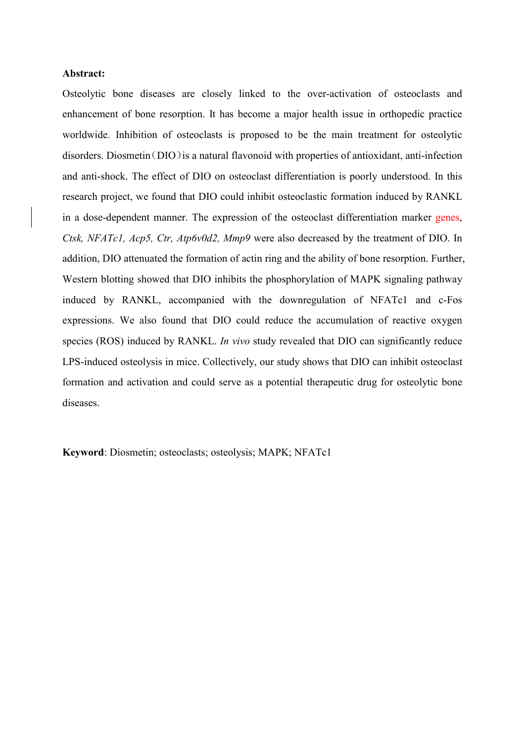**Abstract:**

Osteolytic bone diseases are closely linked to the over-activation of osteoclasts and enhancement of bone resorption. It has become a major health issue in orthopedic practice worldwide. Inhibition of osteoclasts is proposed to be the main treatment for osteolytic disorders. Diosmetin（DIO）is a natural flavonoid with properties of antioxidant, anti-infection and anti-shock. The effect of DIO on osteoclast differentiation is poorly understood. In this research project, we found that DIO could inhibit osteoclastic formation induced by RANKL in a dose-dependent manner. The expression of the osteoclast differentiation marker genes, *Ctsk, NFATc1, Acp5, Ctr, Atp6v0d2, Mmp9* were also decreased by the treatment of DIO. In addition, DIO attenuated the formation of actin ring and the ability of bone resorption. Further, Western blotting showed that DIO inhibits the phosphorylation of MAPK signaling pathway induced by RANKL, accompanied with the downregulation of NFATc1 and c-Fos expressions. We also found that DIO could reduce the accumulation of reactive oxygen species (ROS) induced by RANKL. *In vivo* study revealed that DIO can significantly reduce LPS-induced osteolysis in mice. Collectively, our study shows that DIO can inhibit osteoclast formation and activation and could serve as a potential therapeutic drug for osteolytic bone diseases.

**Keyword**: Diosmetin; osteoclasts; osteolysis; MAPK; NFATc1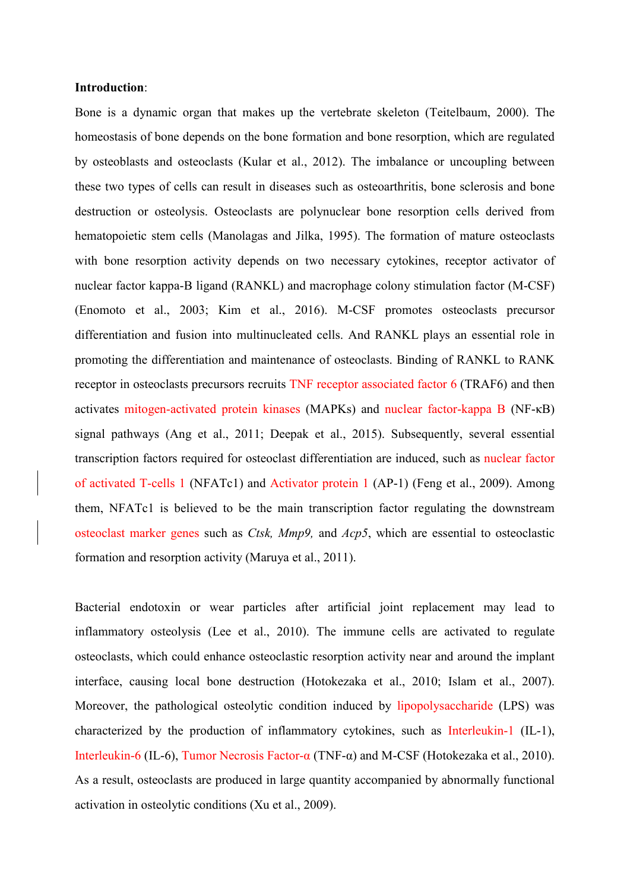**Introduction**:

Bone is a dynamic organ that makes up the vertebrate skeleton (Teitelbaum, 2000). The homeostasis of bone depends on the bone formation and bone resorption, which are regulated by osteoblasts and osteoclasts (Kular et al., 2012). The imbalance or uncoupling between these two types of cells can result in diseases such as osteoarthritis, bone sclerosis and bone destruction or osteolysis. Osteoclasts are polynuclear bone resorption cells derived from hematopoietic stem cells (Manolagas and Jilka, 1995). The formation of mature osteoclasts with bone resorption activity depends on two necessary cytokines, receptor activator of nuclear factor kappa-B ligand (RANKL) and macrophage colony stimulation factor (M-CSF) (Enomoto et al., 2003; Kim et al., 2016). M-CSF promotes osteoclasts precursor differentiation and fusion into multinucleated cells. And RANKL plays an essential role in promoting the differentiation and maintenance of osteoclasts. Binding of RANKL to RANK receptor in osteoclasts precursors recruits TNF receptor associated factor 6 (TRAF6) and then activates mitogen-activated protein kinases (MAPKs) and nuclear factor-kappa B (NF-κB) signal pathways (Ang et al., 2011; Deepak et al., 2015). Subsequently, several essential transcription factors required for osteoclast differentiation are induced, such as nuclear factor of activated T-cells 1 (NFATc1) and Activator protein 1 (AP-1) (Feng et al., 2009). Among them, NFATc1 is believed to be the main transcription factor regulating the downstream osteoclast marker genes such as *Ctsk, Mmp9,* and *Acp5*, which are essential to osteoclastic formation and resorption activity (Maruya et al., 2011).

Bacterial endotoxin or wear particles after artificial joint replacement may lead to inflammatory osteolysis (Lee et al., 2010). The immune cells are activated to regulate osteoclasts, which could enhance osteoclastic resorption activity near and around the implant interface, causing local bone destruction (Hotokezaka et al., 2010; Islam et al., 2007). Moreover, the pathological osteolytic condition induced by lipopolysaccharide (LPS) was characterized by the production of inflammatory cytokines, such as Interleukin-1 (IL-1), Interleukin-6 (IL-6), Tumor Necrosis Factor-α (TNF-α) and M-CSF (Hotokezaka et al., 2010). As a result, osteoclasts are produced in large quantity accompanied by abnormally functional activation in osteolytic conditions (Xu et al., 2009).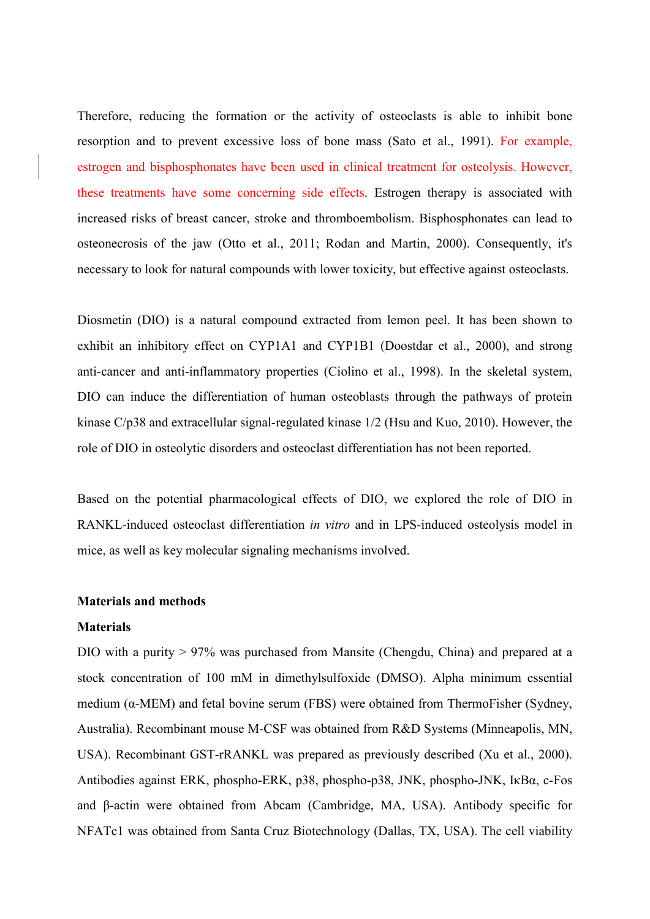Therefore, reducing the formation or the activity of osteoclasts is able to inhibit bone resorption and to prevent excessive loss of bone mass (Sato et al., 1991). For example, estrogen and bisphosphonates have been used in clinical treatment for osteolysis. However, these treatments have some concerning side effects. Estrogen therapy is associated with increased risks of breast cancer, stroke and thromboembolism. Bisphosphonates can lead to osteonecrosis of the jaw (Otto et al., 2011; Rodan and Martin, 2000). Consequently, it's necessary to look for natural compounds with lower toxicity, but effective against osteoclasts.

Diosmetin (DIO) is a natural compound extracted from lemon peel. It has been shown to exhibit an inhibitory effect on CYP1A1 and CYP1B1 (Doostdar et al., 2000), and strong anti-cancer and anti-inflammatory properties (Ciolino et al., 1998). In the skeletal system, DIO can induce the differentiation of human osteoblasts through the pathways of protein kinase C/p38 and extracellular signal-regulated kinase 1/2 (Hsu and Kuo, 2010). However, the role of DIO in osteolytic disorders and osteoclast differentiation has not been reported.

Based on the potential pharmacological effects of DIO, we explored the role of DIO in RANKL-induced osteoclast differentiation *in vitro* and in LPS-induced osteolysis model in mice, as well as key molecular signaling mechanisms involved.

## Materials and methods

### Materials

DIO with a purity > 97% was purchased from Mansite (Chengdu, China) and prepared at a stock concentration of 100 mM in dimethylsulfoxide (DMSO). Alpha minimum essential medium (α-MEM) and fetal bovine serum (FBS) were obtained from ThermoFisher (Sydney, Australia). Recombinant mouse M-CSF was obtained from R&D Systems (Minneapolis, MN, USA). Recombinant GST-rRANKL was prepared as previously described (Xu et al., 2000). Antibodies against ERK, phospho-ERK, p38, phospho-p38, JNK, phospho-JNK, IκBα, c-Fos and β-actin were obtained from Abcam (Cambridge, MA, USA). Antibody specific for NFATc1 was obtained from Santa Cruz Biotechnology (Dallas, TX, USA). The cell viability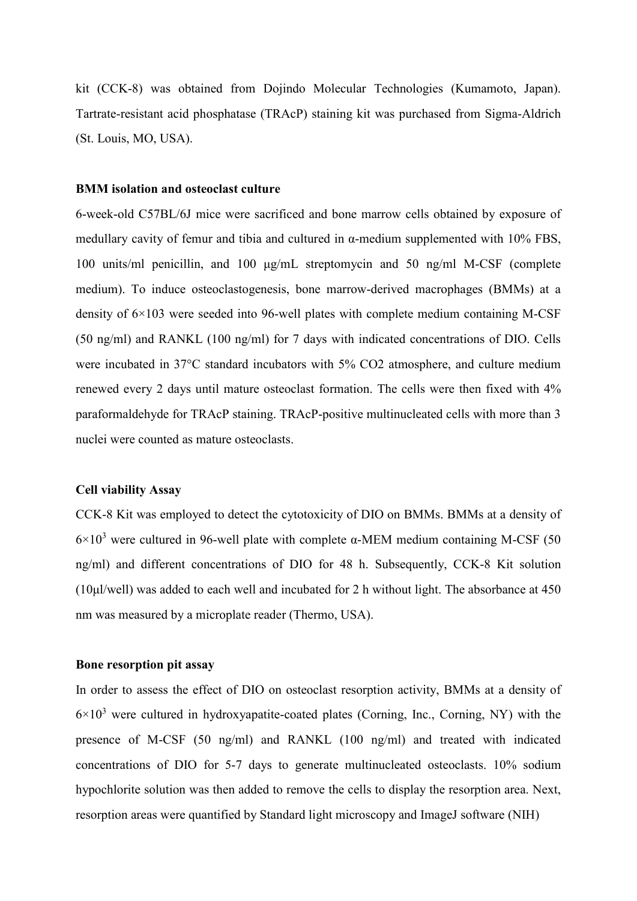kit (CCK-8) was obtained from Dojindo Molecular Technologies (Kumamoto, Japan). Tartrate-resistant acid phosphatase (TRAcP) staining kit was purchased from Sigma-Aldrich (St. Louis, MO, USA).

**BMM isolation and osteoclast culture**

6-week-old C57BL/6J mice were sacrificed and bone marrow cells obtained by exposure of medullary cavity of femur and tibia and cultured in α-medium supplemented with 10% FBS, 100 units/ml penicillin, and 100 μg/mL streptomycin and 50 ng/ml M-CSF (complete medium). To induce osteoclastogenesis, bone marrow-derived macrophages (BMMs) at a density of 6×103 were seeded into 96-well plates with complete medium containing M-CSF (50 ng/ml) and RANKL (100 ng/ml) for 7 days with indicated concentrations of DIO. Cells were incubated in 37°C standard incubators with 5% CO2 atmosphere, and culture medium renewed every 2 days until mature osteoclast formation. The cells were then fixed with 4% paraformaldehyde for TRAcP staining. TRAcP-positive multinucleated cells with more than 3 nuclei were counted as mature osteoclasts.

**Cell viability Assay**

CCK-8 Kit was employed to detect the cytotoxicity of DIO on BMMs. BMMs at a density of $6 \times 10^3$ were cultured in 96-well plate with complete α-MEM medium containing M-CSF (50 ng/ml) and different concentrations of DIO for 48 h. Subsequently, CCK-8 Kit solution (10μl/well) was added to each well and incubated for 2 h without light. The absorbance at 450 nm was measured by a microplate reader (Thermo, USA).

**Bone resorption pit assay**

In order to assess the effect of DIO on osteoclast resorption activity, BMMs at a density of $6 \times 10^3$ were cultured in hydroxyapatite-coated plates (Corning, Inc., Corning, NY) with the presence of M-CSF (50 ng/ml) and RANKL (100 ng/ml) and treated with indicated concentrations of DIO for 5-7 days to generate multinucleated osteoclasts. 10% sodium hypochlorite solution was then added to remove the cells to display the resorption area. Next, resorption areas were quantified by Standard light microscopy and ImageJ software (NIH)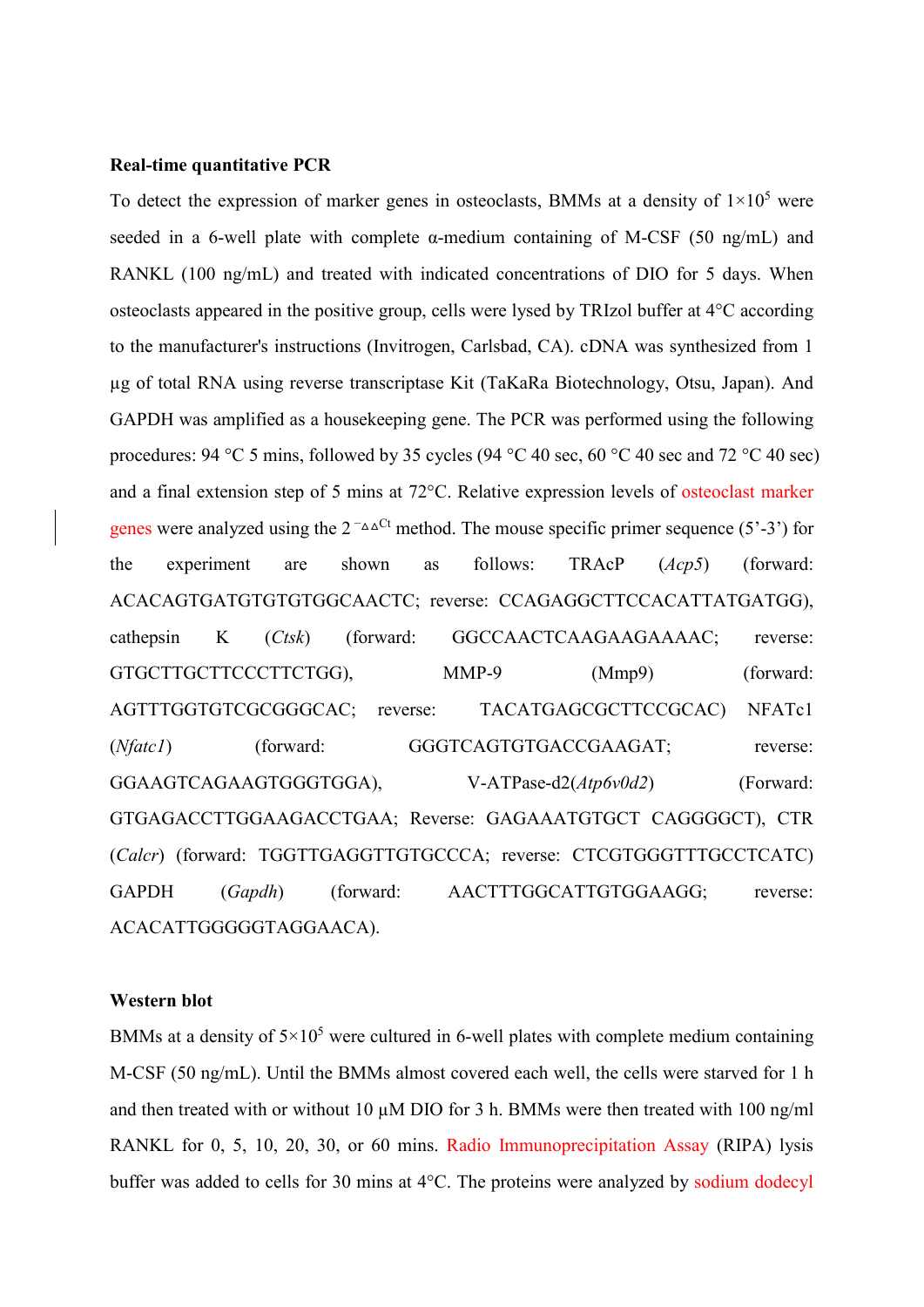**Real-time quantitative PCR**

To detect the expression of marker genes in osteoclasts, BMMs at a density of $1\times10^5$ were seeded in a 6-well plate with complete α-medium containing of M-CSF (50 ng/mL) and RANKL (100 ng/mL) and treated with indicated concentrations of DIO for 5 days. When osteoclasts appeared in the positive group, cells were lysed by TRIzol buffer at 4°C according to the manufacturer's instructions (Invitrogen, Carlsbad, CA). cDNA was synthesized from 1 µg of total RNA using reverse transcriptase Kit (TaKaRa Biotechnology, Otsu, Japan). And GAPDH was amplified as a housekeeping gene. The PCR was performed using the following procedures: 94 °C 5 mins, followed by 35 cycles (94 °C 40 sec, 60 °C 40 sec and 72 °C 40 sec) and a final extension step of 5 mins at 72°C. Relative expression levels of osteoclast marker genes were analyzed using the $2^{-\Delta\Delta Ct}$ method. The mouse specific primer sequence (5'-3') for the experiment are shown as follows: TRAcP (*Acp5*) (forward: ACACAGTGATGTGTGTGGCAACTC; reverse: CCAGAGGCTTCCACATTATGATGG), cathepsin K (*Ctsk*) (forward: GGCCAACTCAAGAAGAAAAC; reverse: GTGCTTGCTTCCCTTCTGG), MMP-9 (Mmp9) (forward: AGTTTGGTGTCGCGGGCAC; reverse: TACATGAGCGCTTCCGCAC) NFATc1 (*Nfatc1*) (forward: GGGTCAGTGTGACCGAAGAT; reverse: GGAAGTCAGAAGTGGGTGGA), V-ATPase-d2(*Atp6v0d2*) (Forward: GTGAGACCTTGGAAGACCTGAA; Reverse: GAGAAATGTGCT CAGGGGCT), CTR (*Calcr*) (forward: TGGTTGAGGTTGTGCCCA; reverse: CTCGTGGGTTTGCCTCATC) GAPDH (*Gapdh*) (forward: AACTTTGGCATTGTGGAAGG; reverse: ACACATTGGGGGTAGGAACA).

**Western blot**

BMMs at a density of $5\times10^5$ were cultured in 6-well plates with complete medium containing M-CSF (50 ng/mL). Until the BMMs almost covered each well, the cells were starved for 1 h and then treated with or without 10 µM DIO for 3 h. BMMs were then treated with 100 ng/ml RANKL for 0, 5, 10, 20, 30, or 60 mins. Radio Immunoprecipitation Assay (RIPA) lysis buffer was added to cells for 30 mins at 4°C. The proteins were analyzed by sodium dodecyl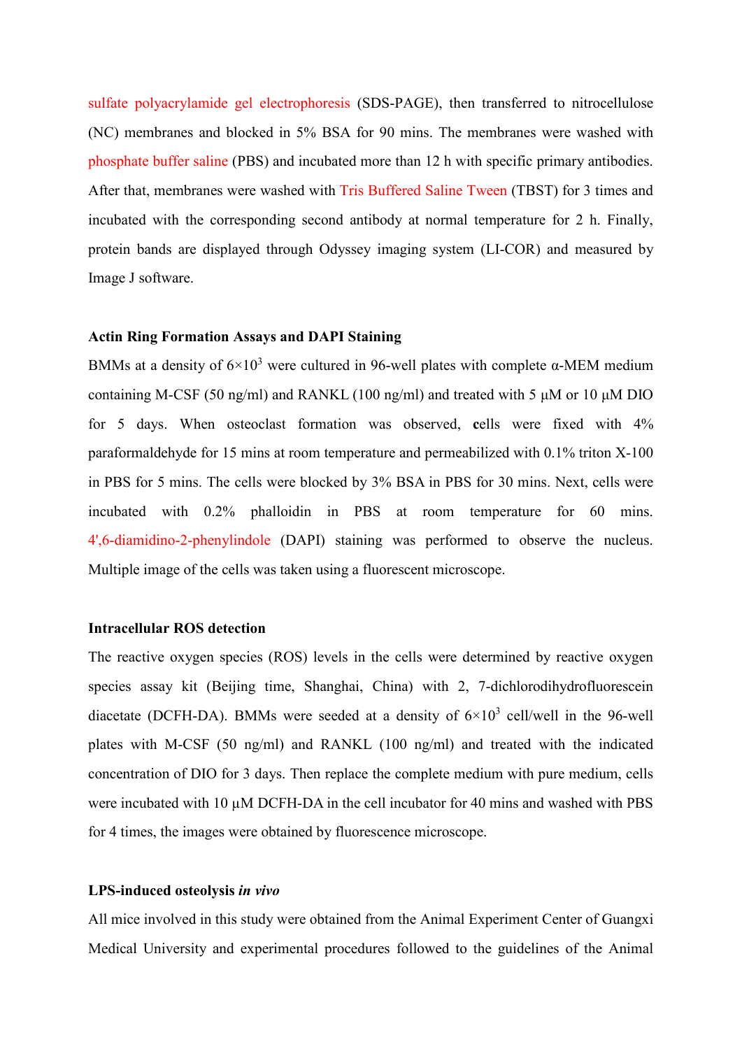sulfate polyacrylamide gel electrophoresis (SDS-PAGE), then transferred to nitrocellulose (NC) membranes and blocked in 5% BSA for 90 mins. The membranes were washed with phosphate buffer saline (PBS) and incubated more than 12 h with specific primary antibodies. After that, membranes were washed with Tris Buffered Saline Tween (TBST) for 3 times and incubated with the corresponding second antibody at normal temperature for 2 h. Finally, protein bands are displayed through Odyssey imaging system (LI-COR) and measured by Image J software.

**Actin Ring Formation Assays and DAPI Staining**

BMMs at a density of $6\times10^3$ were cultured in 96-well plates with complete α-MEM medium containing M-CSF (50 ng/ml) and RANKL (100 ng/ml) and treated with 5 μM or 10 μM DIO for 5 days. When osteoclast formation was observed, **c**ells were fixed with 4% paraformaldehyde for 15 mins at room temperature and permeabilized with 0.1% triton X-100 in PBS for 5 mins. The cells were blocked by 3% BSA in PBS for 30 mins. Next, cells were incubated with 0.2% phalloidin in PBS at room temperature for 60 mins. 4',6-diamidino-2-phenylindole (DAPI) staining was performed to observe the nucleus. Multiple image of the cells was taken using a fluorescent microscope.

**Intracellular ROS detection**

The reactive oxygen species (ROS) levels in the cells were determined by reactive oxygen species assay kit (Beijing time, Shanghai, China) with 2, 7-dichlorodihydrofluorescein diacetate (DCFH-DA). BMMs were seeded at a density of $6\times10^3$ cell/well in the 96-well plates with M-CSF (50 ng/ml) and RANKL (100 ng/ml) and treated with the indicated concentration of DIO for 3 days. Then replace the complete medium with pure medium, cells were incubated with 10 μM DCFH-DA in the cell incubator for 40 mins and washed with PBS for 4 times, the images were obtained by fluorescence microscope.

**LPS-induced osteolysis *in vivo***

All mice involved in this study were obtained from the Animal Experiment Center of Guangxi Medical University and experimental procedures followed to the guidelines of the Animal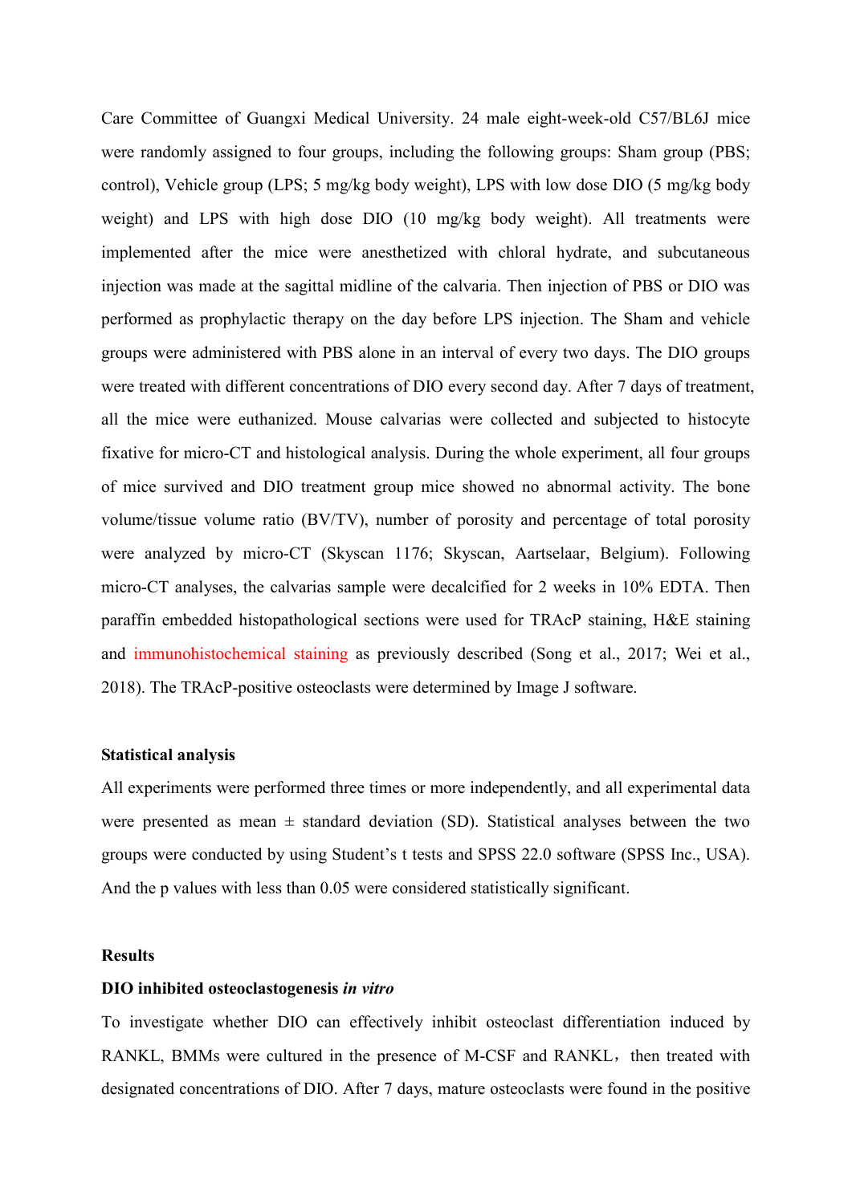Care Committee of Guangxi Medical University. 24 male eight-week-old C57/BL6J mice were randomly assigned to four groups, including the following groups: Sham group (PBS; control), Vehicle group (LPS; 5 mg/kg body weight), LPS with low dose DIO (5 mg/kg body weight) and LPS with high dose DIO (10 mg/kg body weight). All treatments were implemented after the mice were anesthetized with chloral hydrate, and subcutaneous injection was made at the sagittal midline of the calvaria. Then injection of PBS or DIO was performed as prophylactic therapy on the day before LPS injection. The Sham and vehicle groups were administered with PBS alone in an interval of every two days. The DIO groups were treated with different concentrations of DIO every second day. After 7 days of treatment, all the mice were euthanized. Mouse calvarias were collected and subjected to histocyte fixative for micro-CT and histological analysis. During the whole experiment, all four groups of mice survived and DIO treatment group mice showed no abnormal activity. The bone volume/tissue volume ratio (BV/TV), number of porosity and percentage of total porosity were analyzed by micro-CT (Skyscan 1176; Skyscan, Aartselaar, Belgium). Following micro-CT analyses, the calvarias sample were decalcified for 2 weeks in 10% EDTA. Then paraffin embedded histopathological sections were used for TRAcP staining, H&E staining and immunohistochemical staining as previously described (Song et al., 2017; Wei et al., 2018). The TRAcP-positive osteoclasts were determined by Image J software.

### Statistical analysis

All experiments were performed three times or more independently, and all experimental data were presented as mean ± standard deviation (SD). Statistical analyses between the two groups were conducted by using Student's t tests and SPSS 22.0 software (SPSS Inc., USA). And the p values with less than 0.05 were considered statistically significant.

## Results

### DIO inhibited osteoclastogenesis *in vitro*

To investigate whether DIO can effectively inhibit osteoclast differentiation induced by RANKL, BMMs were cultured in the presence of M-CSF and RANKL，then treated with designated concentrations of DIO. After 7 days, mature osteoclasts were found in the positive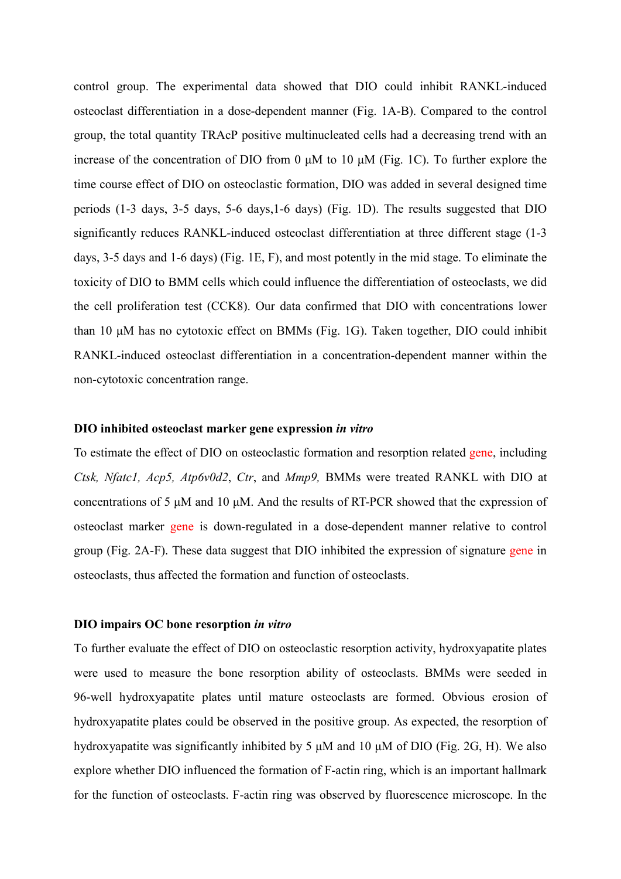control group. The experimental data showed that DIO could inhibit RANKL-induced osteoclast differentiation in a dose-dependent manner (Fig. 1A-B). Compared to the control group, the total quantity TRAcP positive multinucleated cells had a decreasing trend with an increase of the concentration of DIO from 0 μM to 10 μM (Fig. 1C). To further explore the time course effect of DIO on osteoclastic formation, DIO was added in several designed time periods (1-3 days, 3-5 days, 5-6 days,1-6 days) (Fig. 1D). The results suggested that DIO significantly reduces RANKL-induced osteoclast differentiation at three different stage (1-3 days, 3-5 days and 1-6 days) (Fig. 1E, F), and most potently in the mid stage. To eliminate the toxicity of DIO to BMM cells which could influence the differentiation of osteoclasts, we did the cell proliferation test (CCK8). Our data confirmed that DIO with concentrations lower than 10 μM has no cytotoxic effect on BMMs (Fig. 1G). Taken together, DIO could inhibit RANKL-induced osteoclast differentiation in a concentration-dependent manner within the non-cytotoxic concentration range.

### DIO inhibited osteoclast marker gene expression *in vitro*

To estimate the effect of DIO on osteoclastic formation and resorption related gene, including *Ctsk, Nfatc1, Acp5, Atp6v0d2*, *Ctr*, and *Mmp9,* BMMs were treated RANKL with DIO at concentrations of 5 μM and 10 μM. And the results of RT-PCR showed that the expression of osteoclast marker gene is down-regulated in a dose-dependent manner relative to control group (Fig. 2A-F). These data suggest that DIO inhibited the expression of signature gene in osteoclasts, thus affected the formation and function of osteoclasts.

### DIO impairs OC bone resorption *in vitro*

To further evaluate the effect of DIO on osteoclastic resorption activity, hydroxyapatite plates were used to measure the bone resorption ability of osteoclasts. BMMs were seeded in 96-well hydroxyapatite plates until mature osteoclasts are formed. Obvious erosion of hydroxyapatite plates could be observed in the positive group. As expected, the resorption of hydroxyapatite was significantly inhibited by 5 μM and 10 μM of DIO (Fig. 2G, H). We also explore whether DIO influenced the formation of F-actin ring, which is an important hallmark for the function of osteoclasts. F-actin ring was observed by fluorescence microscope. In the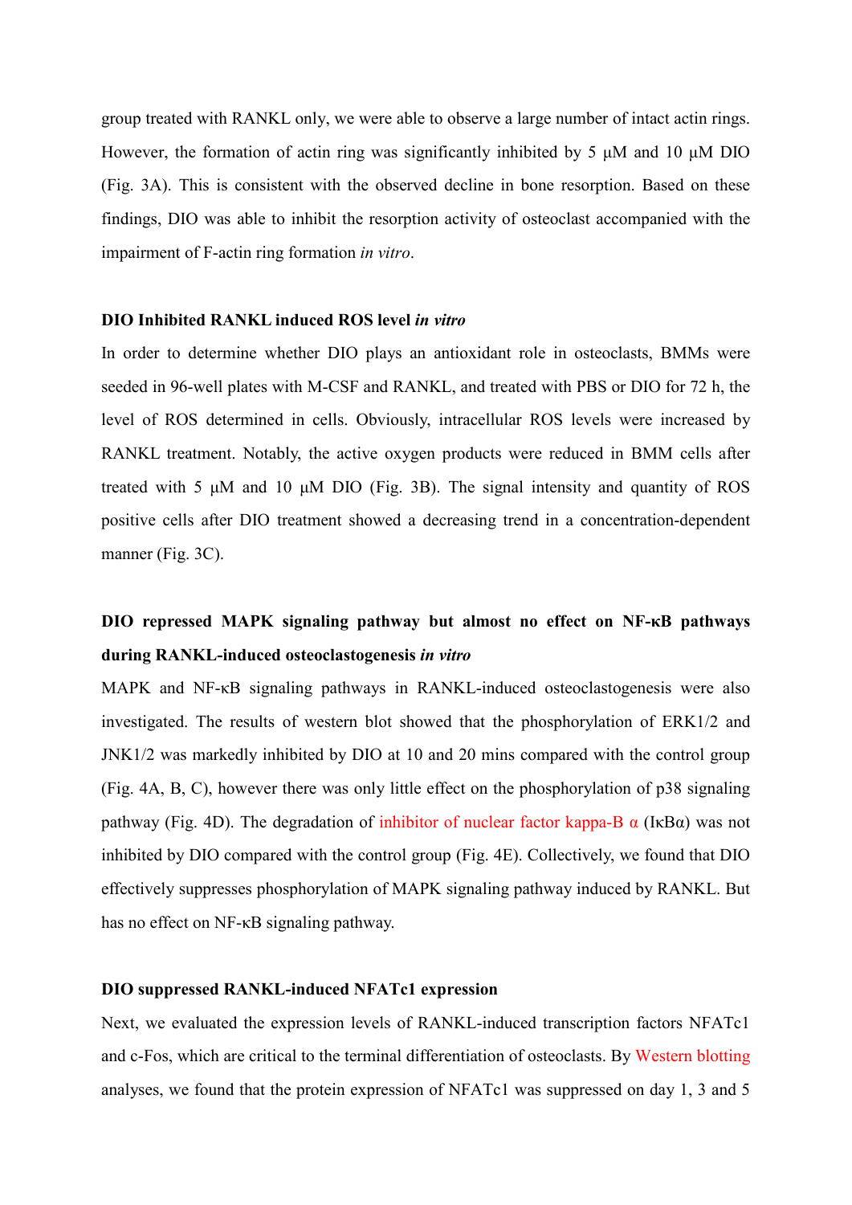group treated with RANKL only, we were able to observe a large number of intact actin rings. However, the formation of actin ring was significantly inhibited by 5 μM and 10 μM DIO (Fig. 3A). This is consistent with the observed decline in bone resorption. Based on these findings, DIO was able to inhibit the resorption activity of osteoclast accompanied with the impairment of F-actin ring formation *in vitro*.

**DIO Inhibited RANKL induced ROS level *in vitro***

In order to determine whether DIO plays an antioxidant role in osteoclasts, BMMs were seeded in 96-well plates with M-CSF and RANKL, and treated with PBS or DIO for 72 h, the level of ROS determined in cells. Obviously, intracellular ROS levels were increased by RANKL treatment. Notably, the active oxygen products were reduced in BMM cells after treated with 5 μM and 10 μM DIO (Fig. 3B). The signal intensity and quantity of ROS positive cells after DIO treatment showed a decreasing trend in a concentration-dependent manner (Fig. 3C).

**DIO repressed MAPK signaling pathway but almost no effect on NF-κB pathways during RANKL-induced osteoclastogenesis *in vitro***

MAPK and NF-κB signaling pathways in RANKL-induced osteoclastogenesis were also investigated. The results of western blot showed that the phosphorylation of ERK1/2 and JNK1/2 was markedly inhibited by DIO at 10 and 20 mins compared with the control group (Fig. 4A, B, C), however there was only little effect on the phosphorylation of p38 signaling pathway (Fig. 4D). The degradation of inhibitor of nuclear factor kappa-B α (IκBα) was not inhibited by DIO compared with the control group (Fig. 4E). Collectively, we found that DIO effectively suppresses phosphorylation of MAPK signaling pathway induced by RANKL. But has no effect on NF-κB signaling pathway.

**DIO suppressed RANKL-induced NFATc1 expression**

Next, we evaluated the expression levels of RANKL-induced transcription factors NFATc1 and c-Fos, which are critical to the terminal differentiation of osteoclasts. By Western blotting analyses, we found that the protein expression of NFATc1 was suppressed on day 1, 3 and 5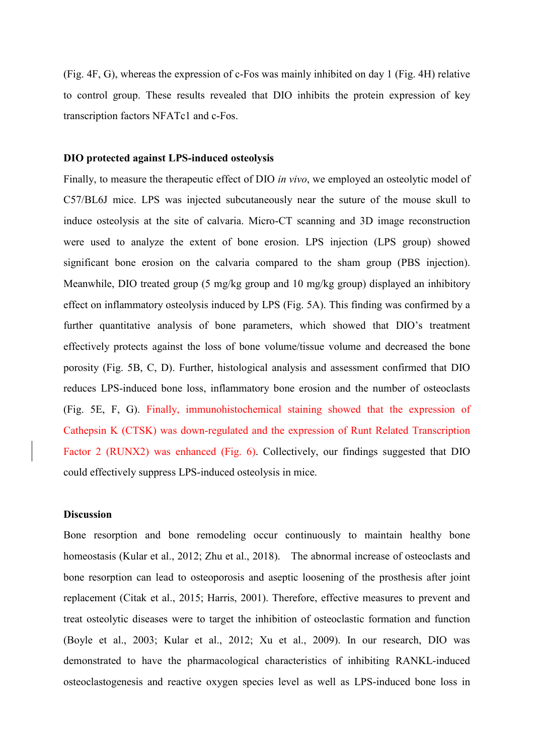(Fig. 4F, G), whereas the expression of c-Fos was mainly inhibited on day 1 (Fig. 4H) relative to control group. These results revealed that DIO inhibits the protein expression of key transcription factors NFATc1 and c-Fos.

**DIO protected against LPS-induced osteolysis**

Finally, to measure the therapeutic effect of DIO *in vivo*, we employed an osteolytic model of C57/BL6J mice. LPS was injected subcutaneously near the suture of the mouse skull to induce osteolysis at the site of calvaria. Micro-CT scanning and 3D image reconstruction were used to analyze the extent of bone erosion. LPS injection (LPS group) showed significant bone erosion on the calvaria compared to the sham group (PBS injection). Meanwhile, DIO treated group (5 mg/kg group and 10 mg/kg group) displayed an inhibitory effect on inflammatory osteolysis induced by LPS (Fig. 5A). This finding was confirmed by a further quantitative analysis of bone parameters, which showed that DIO's treatment effectively protects against the loss of bone volume/tissue volume and decreased the bone porosity (Fig. 5B, C, D). Further, histological analysis and assessment confirmed that DIO reduces LPS-induced bone loss, inflammatory bone erosion and the number of osteoclasts (Fig. 5E, F, G). Finally, immunohistochemical staining showed that the expression of Cathepsin K (CTSK) was down-regulated and the expression of Runt Related Transcription Factor 2 (RUNX2) was enhanced (Fig. 6). Collectively, our findings suggested that DIO could effectively suppress LPS-induced osteolysis in mice.

**Discussion**

Bone resorption and bone remodeling occur continuously to maintain healthy bone homeostasis (Kular et al., 2012; Zhu et al., 2018). The abnormal increase of osteoclasts and bone resorption can lead to osteoporosis and aseptic loosening of the prosthesis after joint replacement (Citak et al., 2015; Harris, 2001). Therefore, effective measures to prevent and treat osteolytic diseases were to target the inhibition of osteoclastic formation and function (Boyle et al., 2003; Kular et al., 2012; Xu et al., 2009). In our research, DIO was demonstrated to have the pharmacological characteristics of inhibiting RANKL-induced osteoclastogenesis and reactive oxygen species level as well as LPS-induced bone loss in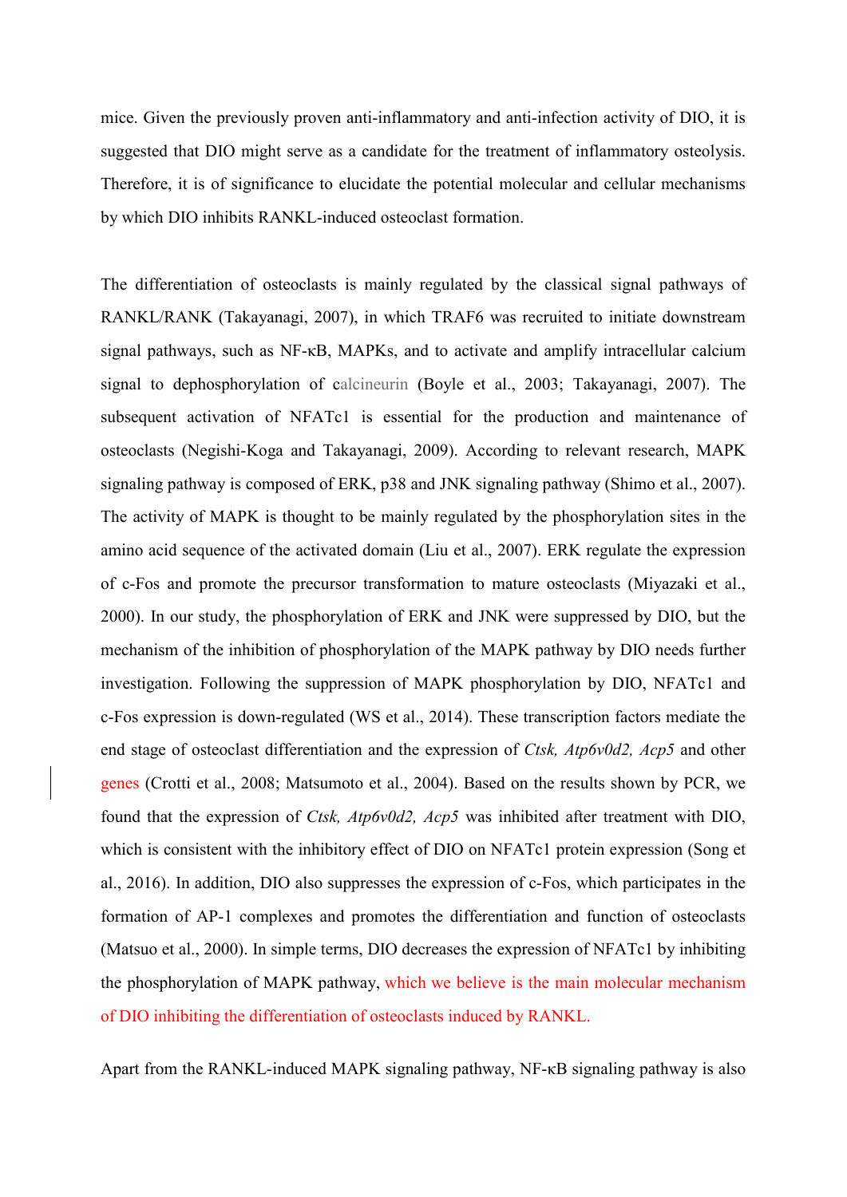mice. Given the previously proven anti-inflammatory and anti-infection activity of DIO, it is suggested that DIO might serve as a candidate for the treatment of inflammatory osteolysis. Therefore, it is of significance to elucidate the potential molecular and cellular mechanisms by which DIO inhibits RANKL-induced osteoclast formation.

The differentiation of osteoclasts is mainly regulated by the classical signal pathways of RANKL/RANK (Takayanagi, 2007), in which TRAF6 was recruited to initiate downstream signal pathways, such as NF-κB, MAPKs, and to activate and amplify intracellular calcium signal to dephosphorylation of calcineurin (Boyle et al., 2003; Takayanagi, 2007). The subsequent activation of NFATc1 is essential for the production and maintenance of osteoclasts (Negishi-Koga and Takayanagi, 2009). According to relevant research, MAPK signaling pathway is composed of ERK, p38 and JNK signaling pathway (Shimo et al., 2007). The activity of MAPK is thought to be mainly regulated by the phosphorylation sites in the amino acid sequence of the activated domain (Liu et al., 2007). ERK regulate the expression of c-Fos and promote the precursor transformation to mature osteoclasts (Miyazaki et al., 2000). In our study, the phosphorylation of ERK and JNK were suppressed by DIO, but the mechanism of the inhibition of phosphorylation of the MAPK pathway by DIO needs further investigation. Following the suppression of MAPK phosphorylation by DIO, NFATc1 and c-Fos expression is down-regulated (WS et al., 2014). These transcription factors mediate the end stage of osteoclast differentiation and the expression of *Ctsk, Atp6v0d2, Acp5* and other genes (Crotti et al., 2008; Matsumoto et al., 2004). Based on the results shown by PCR, we found that the expression of *Ctsk, Atp6v0d2, Acp5* was inhibited after treatment with DIO, which is consistent with the inhibitory effect of DIO on NFATc1 protein expression (Song et al., 2016). In addition, DIO also suppresses the expression of c-Fos, which participates in the formation of AP-1 complexes and promotes the differentiation and function of osteoclasts (Matsuo et al., 2000). In simple terms, DIO decreases the expression of NFATc1 by inhibiting the phosphorylation of MAPK pathway, which we believe is the main molecular mechanism of DIO inhibiting the differentiation of osteoclasts induced by RANKL.

Apart from the RANKL-induced MAPK signaling pathway, NF-κB signaling pathway is also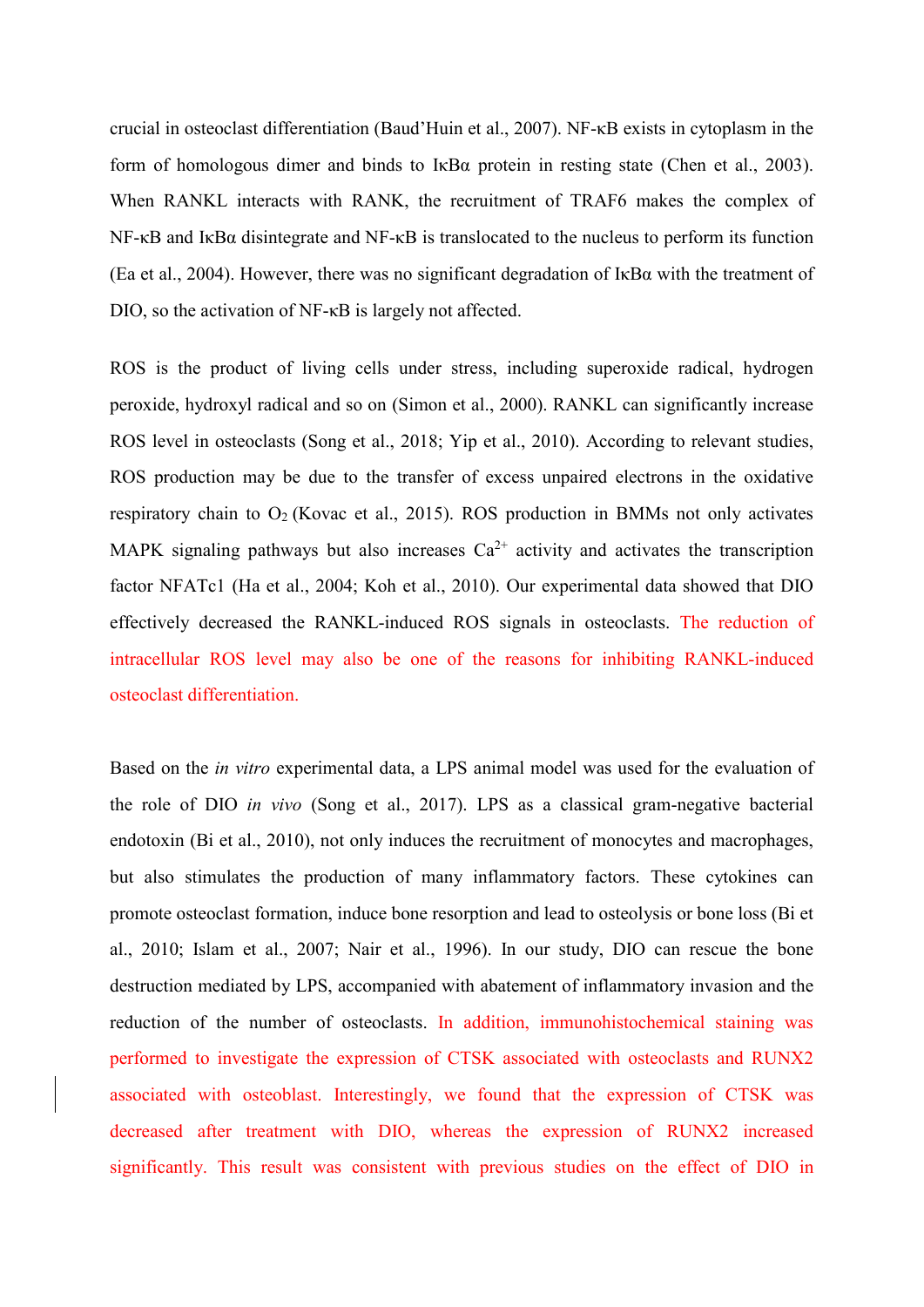crucial in osteoclast differentiation (Baud'Huin et al., 2007). NF-κB exists in cytoplasm in the form of homologous dimer and binds to IκBα protein in resting state (Chen et al., 2003). When RANKL interacts with RANK, the recruitment of TRAF6 makes the complex of NF-κB and IκBα disintegrate and NF-κB is translocated to the nucleus to perform its function (Ea et al., 2004). However, there was no significant degradation of IκBα with the treatment of DIO, so the activation of NF-κB is largely not affected.

ROS is the product of living cells under stress, including superoxide radical, hydrogen peroxide, hydroxyl radical and so on (Simon et al., 2000). RANKL can significantly increase ROS level in osteoclasts (Song et al., 2018; Yip et al., 2010). According to relevant studies, ROS production may be due to the transfer of excess unpaired electrons in the oxidative respiratory chain to $O_2$ (Kovac et al., 2015). ROS production in BMMs not only activates MAPK signaling pathways but also increases $Ca^{2+}$ activity and activates the transcription factor NFATc1 (Ha et al., 2004; Koh et al., 2010). Our experimental data showed that DIO effectively decreased the RANKL-induced ROS signals in osteoclasts. The reduction of intracellular ROS level may also be one of the reasons for inhibiting RANKL-induced osteoclast differentiation.

Based on the *in vitro* experimental data, a LPS animal model was used for the evaluation of the role of DIO *in vivo* (Song et al., 2017). LPS as a classical gram-negative bacterial endotoxin (Bi et al., 2010), not only induces the recruitment of monocytes and macrophages, but also stimulates the production of many inflammatory factors. These cytokines can promote osteoclast formation, induce bone resorption and lead to osteolysis or bone loss (Bi et al., 2010; Islam et al., 2007; Nair et al., 1996). In our study, DIO can rescue the bone destruction mediated by LPS, accompanied with abatement of inflammatory invasion and the reduction of the number of osteoclasts. In addition, immunohistochemical staining was performed to investigate the expression of CTSK associated with osteoclasts and RUNX2 associated with osteoblast. Interestingly, we found that the expression of CTSK was decreased after treatment with DIO, whereas the expression of RUNX2 increased significantly. This result was consistent with previous studies on the effect of DIO in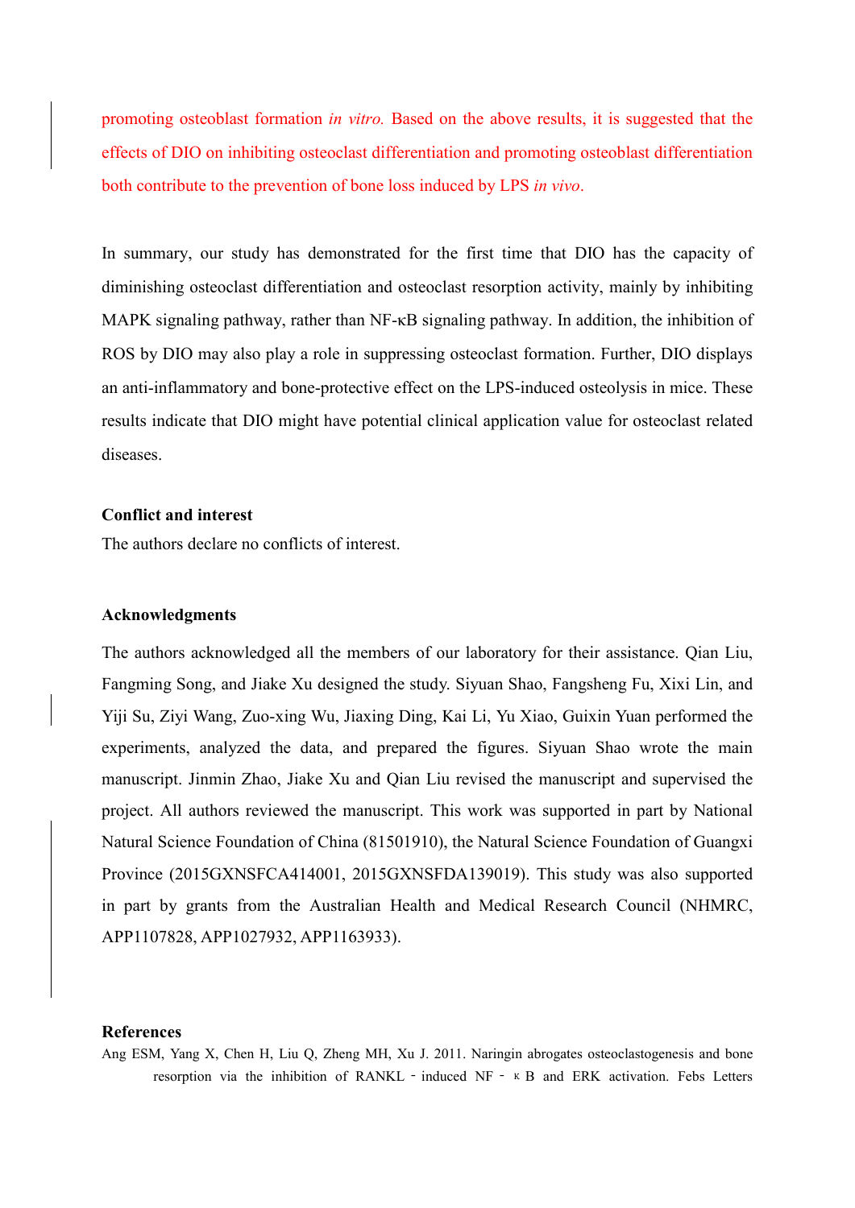promoting osteoblast formation *in vitro.* Based on the above results, it is suggested that the effects of DIO on inhibiting osteoclast differentiation and promoting osteoblast differentiation both contribute to the prevention of bone loss induced by LPS *in vivo*.

In summary, our study has demonstrated for the first time that DIO has the capacity of diminishing osteoclast differentiation and osteoclast resorption activity, mainly by inhibiting MAPK signaling pathway, rather than NF-κB signaling pathway. In addition, the inhibition of ROS by DIO may also play a role in suppressing osteoclast formation. Further, DIO displays an anti-inflammatory and bone-protective effect on the LPS-induced osteolysis in mice. These results indicate that DIO might have potential clinical application value for osteoclast related diseases.

**Conflict and interest**

The authors declare no conflicts of interest.

**Acknowledgments**

The authors acknowledged all the members of our laboratory for their assistance. Qian Liu, Fangming Song, and Jiake Xu designed the study. Siyuan Shao, Fangsheng Fu, Xixi Lin, and Yiji Su, Ziyi Wang, Zuo-xing Wu, Jiaxing Ding, Kai Li, Yu Xiao, Guixin Yuan performed the experiments, analyzed the data, and prepared the figures. Siyuan Shao wrote the main manuscript. Jinmin Zhao, Jiake Xu and Qian Liu revised the manuscript and supervised the project. All authors reviewed the manuscript. This work was supported in part by National Natural Science Foundation of China (81501910), the Natural Science Foundation of Guangxi Province (2015GXNSFCA414001, 2015GXNSFDA139019). This study was also supported in part by grants from the Australian Health and Medical Research Council (NHMRC, APP1107828, APP1027932, APP1163933).

**References**

Ang ESM, Yang X, Chen H, Liu Q, Zheng MH, Xu J. 2011. Naringin abrogates osteoclastogenesis and bone resorption via the inhibition of RANKL‐induced NF‐κB and ERK activation. Febs Letters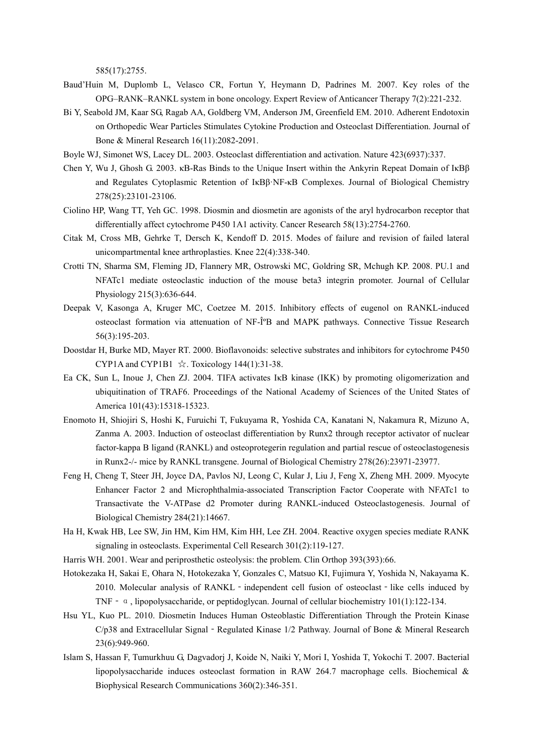585(17):2755.

Baud'Huin M, Duplomb L, Velasco CR, Fortun Y, Heymann D, Padrines M. 2007. Key roles of the OPG–RANK–RANKL system in bone oncology. Expert Review of Anticancer Therapy 7(2):221-232.

Bi Y, Seabold JM, Kaar SG, Ragab AA, Goldberg VM, Anderson JM, Greenfield EM. 2010. Adherent Endotoxin on Orthopedic Wear Particles Stimulates Cytokine Production and Osteoclast Differentiation. Journal of Bone & Mineral Research 16(11):2082-2091.

Boyle WJ, Simonet WS, Lacey DL. 2003. Osteoclast differentiation and activation. Nature 423(6937):337.

Chen Y, Wu J, Ghosh G. 2003. κB-Ras Binds to the Unique Insert within the Ankyrin Repeat Domain of IκBβ and Regulates Cytoplasmic Retention of IκBβ·NF-κB Complexes. Journal of Biological Chemistry 278(25):23101-23106.

Ciolino HP, Wang TT, Yeh GC. 1998. Diosmin and diosmetin are agonists of the aryl hydrocarbon receptor that differentially affect cytochrome P450 1A1 activity. Cancer Research 58(13):2754-2760.

Citak M, Cross MB, Gehrke T, Dersch K, Kendoff D. 2015. Modes of failure and revision of failed lateral unicompartmental knee arthroplasties. Knee 22(4):338-340.

Crotti TN, Sharma SM, Fleming JD, Flannery MR, Ostrowski MC, Goldring SR, Mchugh KP. 2008. PU.1 and NFATc1 mediate osteoclastic induction of the mouse beta3 integrin promoter. Journal of Cellular Physiology 215(3):636-644.

Deepak V, Kasonga A, Kruger MC, Coetzee M. 2015. Inhibitory effects of eugenol on RANKL-induced osteoclast formation via attenuation of NF-Î°B and MAPK pathways. Connective Tissue Research 56(3):195-203.

Doostdar H, Burke MD, Mayer RT. 2000. Bioflavonoids: selective substrates and inhibitors for cytochrome P450 CYP1A and CYP1B1 ☆. Toxicology 144(1):31-38.

Ea CK, Sun L, Inoue J, Chen ZJ. 2004. TIFA activates IκB kinase (IKK) by promoting oligomerization and ubiquitination of TRAF6. Proceedings of the National Academy of Sciences of the United States of America 101(43):15318-15323.

Enomoto H, Shiojiri S, Hoshi K, Furuichi T, Fukuyama R, Yoshida CA, Kanatani N, Nakamura R, Mizuno A, Zanma A. 2003. Induction of osteoclast differentiation by Runx2 through receptor activator of nuclear factor-kappa B ligand (RANKL) and osteoprotegerin regulation and partial rescue of osteoclastogenesis in Runx2-/- mice by RANKL transgene. Journal of Biological Chemistry 278(26):23971-23977.

Feng H, Cheng T, Steer JH, Joyce DA, Pavlos NJ, Leong C, Kular J, Liu J, Feng X, Zheng MH. 2009. Myocyte Enhancer Factor 2 and Microphthalmia-associated Transcription Factor Cooperate with NFATc1 to Transactivate the V-ATPase d2 Promoter during RANKL-induced Osteoclastogenesis. Journal of Biological Chemistry 284(21):14667.

Ha H, Kwak HB, Lee SW, Jin HM, Kim HM, Kim HH, Lee ZH. 2004. Reactive oxygen species mediate RANK signaling in osteoclasts. Experimental Cell Research 301(2):119-127.

Harris WH. 2001. Wear and periprosthetic osteolysis: the problem. Clin Orthop 393(393):66.

Hotokezaka H, Sakai E, Ohara N, Hotokezaka Y, Gonzales C, Matsuo KI, Fujimura Y, Yoshida N, Nakayama K. 2010. Molecular analysis of RANKL‐independent cell fusion of osteoclast‐like cells induced by TNF‐α, lipopolysaccharide, or peptidoglycan. Journal of cellular biochemistry 101(1):122-134.

Hsu YL, Kuo PL. 2010. Diosmetin Induces Human Osteoblastic Differentiation Through the Protein Kinase C/p38 and Extracellular Signal‐Regulated Kinase 1/2 Pathway. Journal of Bone & Mineral Research 23(6):949-960.

Islam S, Hassan F, Tumurkhuu G, Dagvadorj J, Koide N, Naiki Y, Mori I, Yoshida T, Yokochi T. 2007. Bacterial lipopolysaccharide induces osteoclast formation in RAW 264.7 macrophage cells. Biochemical & Biophysical Research Communications 360(2):346-351.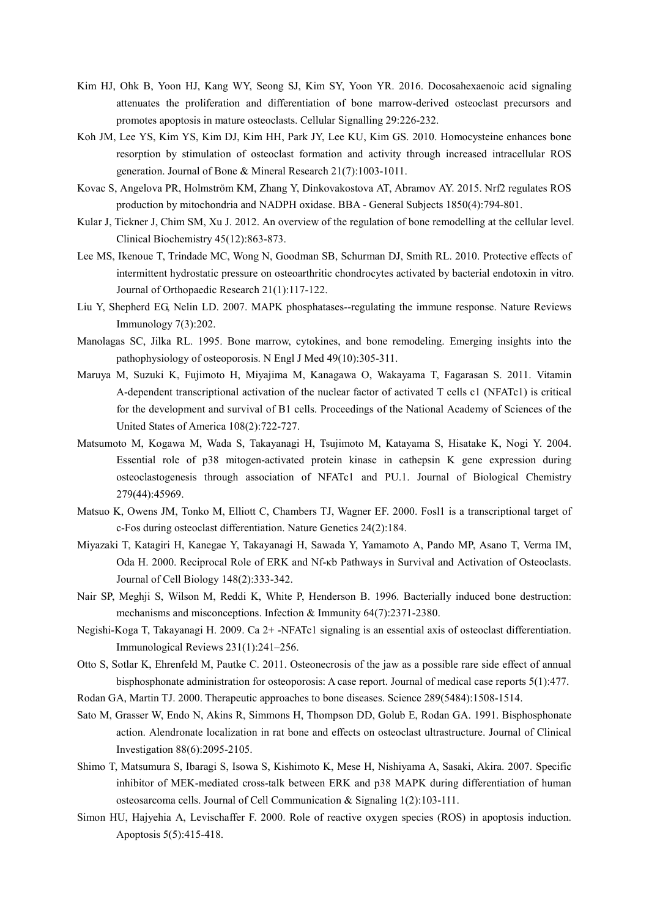Kim HJ, Ohk B, Yoon HJ, Kang WY, Seong SJ, Kim SY, Yoon YR. 2016. Docosahexaenoic acid signaling attenuates the proliferation and differentiation of bone marrow-derived osteoclast precursors and promotes apoptosis in mature osteoclasts. Cellular Signalling 29:226-232.

Koh JM, Lee YS, Kim YS, Kim DJ, Kim HH, Park JY, Lee KU, Kim GS. 2010. Homocysteine enhances bone resorption by stimulation of osteoclast formation and activity through increased intracellular ROS generation. Journal of Bone & Mineral Research 21(7):1003-1011.

Kovac S, Angelova PR, Holmström KM, Zhang Y, Dinkovakostova AT, Abramov AY. 2015. Nrf2 regulates ROS production by mitochondria and NADPH oxidase. BBA - General Subjects 1850(4):794-801.

Kular J, Tickner J, Chim SM, Xu J. 2012. An overview of the regulation of bone remodelling at the cellular level. Clinical Biochemistry 45(12):863-873.

Lee MS, Ikenoue T, Trindade MC, Wong N, Goodman SB, Schurman DJ, Smith RL. 2010. Protective effects of intermittent hydrostatic pressure on osteoarthritic chondrocytes activated by bacterial endotoxin in vitro. Journal of Orthopaedic Research 21(1):117-122.

Liu Y, Shepherd EG, Nelin LD. 2007. MAPK phosphatases--regulating the immune response. Nature Reviews Immunology 7(3):202.

Manolagas SC, Jilka RL. 1995. Bone marrow, cytokines, and bone remodeling. Emerging insights into the pathophysiology of osteoporosis. N Engl J Med 49(10):305-311.

Maruya M, Suzuki K, Fujimoto H, Miyajima M, Kanagawa O, Wakayama T, Fagarasan S. 2011. Vitamin A-dependent transcriptional activation of the nuclear factor of activated T cells c1 (NFATc1) is critical for the development and survival of B1 cells. Proceedings of the National Academy of Sciences of the United States of America 108(2):722-727.

Matsumoto M, Kogawa M, Wada S, Takayanagi H, Tsujimoto M, Katayama S, Hisatake K, Nogi Y. 2004. Essential role of p38 mitogen-activated protein kinase in cathepsin K gene expression during osteoclastogenesis through association of NFATc1 and PU.1. Journal of Biological Chemistry 279(44):45969.

Matsuo K, Owens JM, Tonko M, Elliott C, Chambers TJ, Wagner EF. 2000. Fosl1 is a transcriptional target of c-Fos during osteoclast differentiation. Nature Genetics 24(2):184.

Miyazaki T, Katagiri H, Kanegae Y, Takayanagi H, Sawada Y, Yamamoto A, Pando MP, Asano T, Verma IM, Oda H. 2000. Reciprocal Role of ERK and Nf-κb Pathways in Survival and Activation of Osteoclasts. Journal of Cell Biology 148(2):333-342.

Nair SP, Meghji S, Wilson M, Reddi K, White P, Henderson B. 1996. Bacterially induced bone destruction: mechanisms and misconceptions. Infection & Immunity 64(7):2371-2380.

Negishi-Koga T, Takayanagi H. 2009. Ca 2+ -NFATc1 signaling is an essential axis of osteoclast differentiation. Immunological Reviews 231(1):241–256.

Otto S, Sotlar K, Ehrenfeld M, Pautke C. 2011. Osteonecrosis of the jaw as a possible rare side effect of annual bisphosphonate administration for osteoporosis: A case report. Journal of medical case reports 5(1):477.

Rodan GA, Martin TJ. 2000. Therapeutic approaches to bone diseases. Science 289(5484):1508-1514.

Sato M, Grasser W, Endo N, Akins R, Simmons H, Thompson DD, Golub E, Rodan GA. 1991. Bisphosphonate action. Alendronate localization in rat bone and effects on osteoclast ultrastructure. Journal of Clinical Investigation 88(6):2095-2105.

Shimo T, Matsumura S, Ibaragi S, Isowa S, Kishimoto K, Mese H, Nishiyama A, Sasaki, Akira. 2007. Specific inhibitor of MEK-mediated cross-talk between ERK and p38 MAPK during differentiation of human osteosarcoma cells. Journal of Cell Communication & Signaling 1(2):103-111.

Simon HU, Hajyehia A, Levischaffer F. 2000. Role of reactive oxygen species (ROS) in apoptosis induction. Apoptosis 5(5):415-418.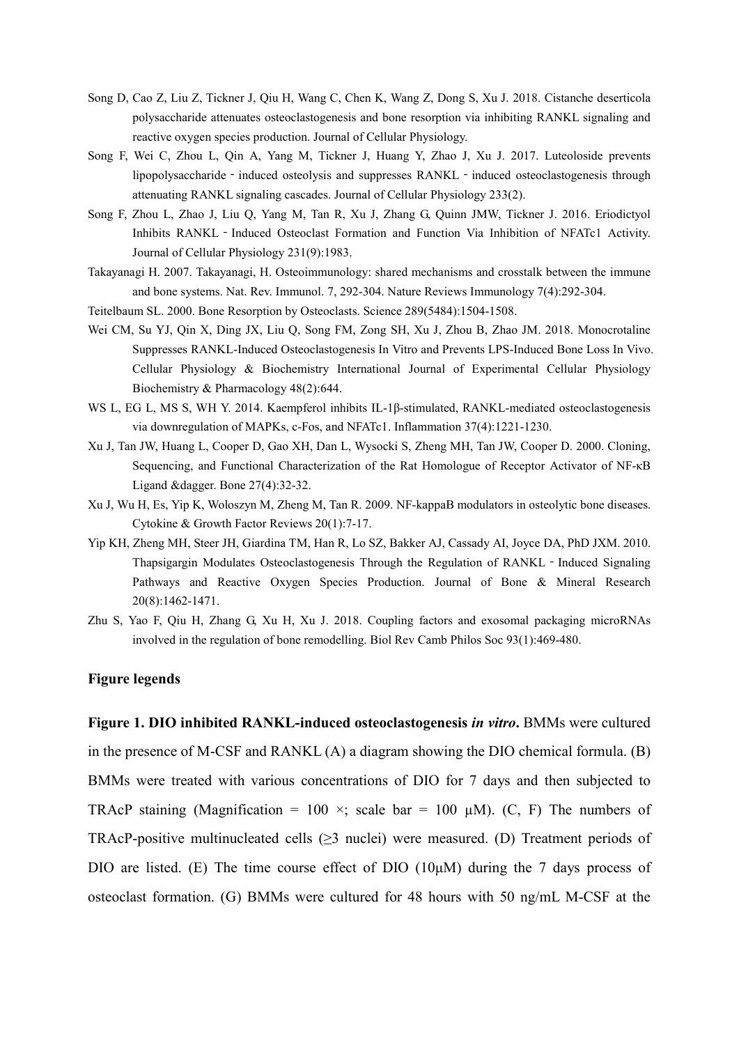Song D, Cao Z, Liu Z, Tickner J, Qiu H, Wang C, Chen K, Wang Z, Dong S, Xu J. 2018. Cistanche deserticola polysaccharide attenuates osteoclastogenesis and bone resorption via inhibiting RANKL signaling and reactive oxygen species production. Journal of Cellular Physiology.

Song F, Wei C, Zhou L, Qin A, Yang M, Tickner J, Huang Y, Zhao J, Xu J. 2017. Luteoloside prevents lipopolysaccharide‐induced osteolysis and suppresses RANKL‐induced osteoclastogenesis through attenuating RANKL signaling cascades. Journal of Cellular Physiology 233(2).

Song F, Zhou L, Zhao J, Liu Q, Yang M, Tan R, Xu J, Zhang G, Quinn JMW, Tickner J. 2016. Eriodictyol Inhibits RANKL‐Induced Osteoclast Formation and Function Via Inhibition of NFATc1 Activity. Journal of Cellular Physiology 231(9):1983.

Takayanagi H. 2007. Takayanagi, H. Osteoimmunology: shared mechanisms and crosstalk between the immune and bone systems. Nat. Rev. Immunol. 7, 292-304. Nature Reviews Immunology 7(4):292-304.

Teitelbaum SL. 2000. Bone Resorption by Osteoclasts. Science 289(5484):1504-1508.

Wei CM, Su YJ, Qin X, Ding JX, Liu Q, Song FM, Zong SH, Xu J, Zhou B, Zhao JM. 2018. Monocrotaline Suppresses RANKL-Induced Osteoclastogenesis In Vitro and Prevents LPS-Induced Bone Loss In Vivo. Cellular Physiology & Biochemistry International Journal of Experimental Cellular Physiology Biochemistry & Pharmacology 48(2):644.

WS L, EG L, MS S, WH Y. 2014. Kaempferol inhibits IL-1β-stimulated, RANKL-mediated osteoclastogenesis via downregulation of MAPKs, c-Fos, and NFATc1. Inflammation 37(4):1221-1230.

Xu J, Tan JW, Huang L, Cooper D, Gao XH, Dan L, Wysocki S, Zheng MH, Tan JW, Cooper D. 2000. Cloning, Sequencing, and Functional Characterization of the Rat Homologue of Receptor Activator of NF-κB Ligand &dagger. Bone 27(4):32-32.

Xu J, Wu H, Es, Yip K, Woloszyn M, Zheng M, Tan R. 2009. NF-kappaB modulators in osteolytic bone diseases. Cytokine & Growth Factor Reviews 20(1):7-17.

Yip KH, Zheng MH, Steer JH, Giardina TM, Han R, Lo SZ, Bakker AJ, Cassady AI, Joyce DA, PhD JXM. 2010. Thapsigargin Modulates Osteoclastogenesis Through the Regulation of RANKL‐Induced Signaling Pathways and Reactive Oxygen Species Production. Journal of Bone & Mineral Research 20(8):1462-1471.

Zhu S, Yao F, Qiu H, Zhang G, Xu H, Xu J. 2018. Coupling factors and exosomal packaging microRNAs involved in the regulation of bone remodelling. Biol Rev Camb Philos Soc 93(1):469-480.

## Figure legends

**Figure 1. DIO inhibited RANKL-induced osteoclastogenesis *in vitro*.** BMMs were cultured in the presence of M-CSF and RANKL (A) a diagram showing the DIO chemical formula. (B) BMMs were treated with various concentrations of DIO for 7 days and then subjected to TRAcP staining (Magnification = 100 ×; scale bar = 100 μM). (C, F) The numbers of TRAcP-positive multinucleated cells (≥3 nuclei) were measured. (D) Treatment periods of DIO are listed. (E) The time course effect of DIO (10μM) during the 7 days process of osteoclast formation. (G) BMMs were cultured for 48 hours with 50 ng/mL M-CSF at the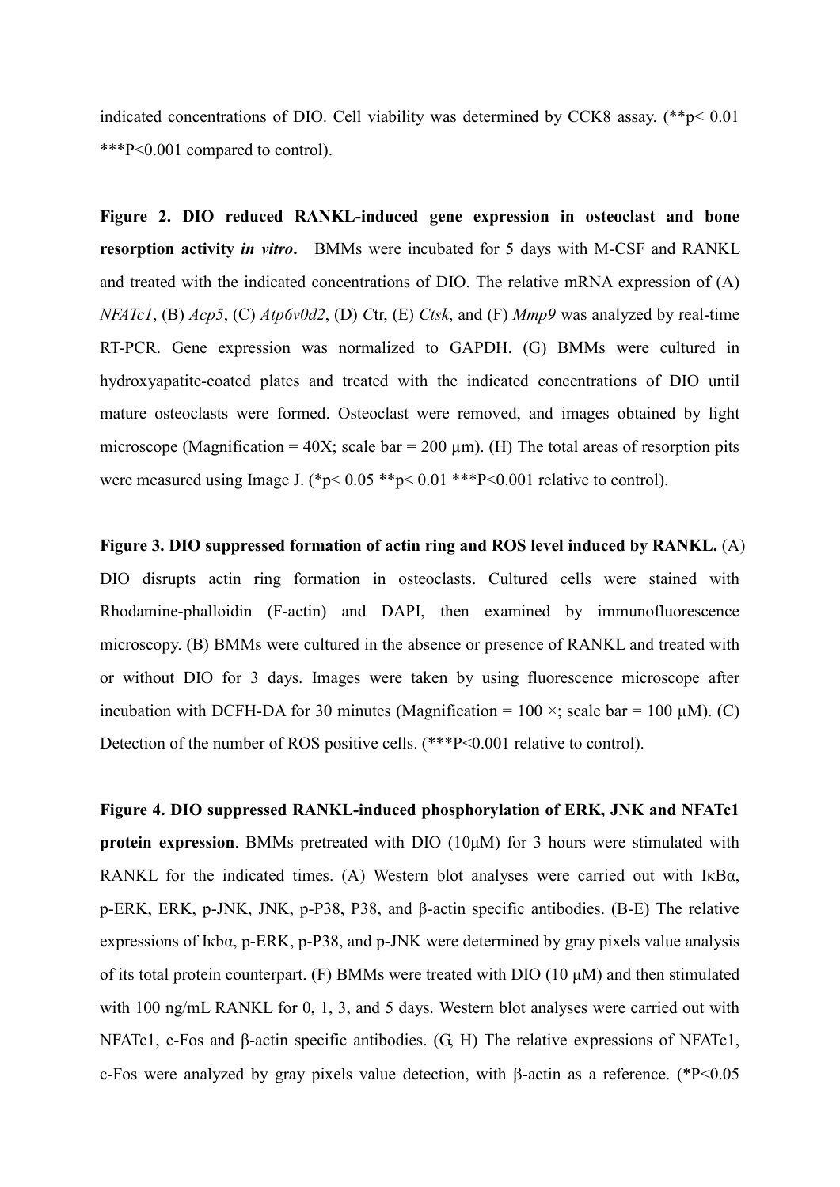indicated concentrations of DIO. Cell viability was determined by CCK8 assay. (**p< 0.01 ***P<0.001 compared to control).

**Figure 2. DIO reduced RANKL-induced gene expression in osteoclast and bone resorption activity *in vitro*.** BMMs were incubated for 5 days with M-CSF and RANKL and treated with the indicated concentrations of DIO. The relative mRNA expression of (A) *NFATc1*, (B) *Acp5*, (C) *Atp6v0d2*, (D) *C*tr, (E) *Ctsk*, and (F) *Mmp9* was analyzed by real-time RT-PCR. Gene expression was normalized to GAPDH. (G) BMMs were cultured in hydroxyapatite-coated plates and treated with the indicated concentrations of DIO until mature osteoclasts were formed. Osteoclast were removed, and images obtained by light microscope (Magnification = 40X; scale bar = 200 μm). (H) The total areas of resorption pits were measured using Image J. (*p< 0.05 **p< 0.01 ***P<0.001 relative to control).

**Figure 3. DIO suppressed formation of actin ring and ROS level induced by RANKL.** (A) DIO disrupts actin ring formation in osteoclasts. Cultured cells were stained with Rhodamine-phalloidin (F-actin) and DAPI, then examined by immunofluorescence microscopy. (B) BMMs were cultured in the absence or presence of RANKL and treated with or without DIO for 3 days. Images were taken by using fluorescence microscope after incubation with DCFH-DA for 30 minutes (Magnification = 100 ×; scale bar = 100 μM). (C) Detection of the number of ROS positive cells. (***P<0.001 relative to control).

**Figure 4. DIO suppressed RANKL-induced phosphorylation of ERK, JNK and NFATc1 protein expression**. BMMs pretreated with DIO (10μM) for 3 hours were stimulated with RANKL for the indicated times. (A) Western blot analyses were carried out with IκBα, p-ERK, ERK, p-JNK, JNK, p-P38, P38, and β-actin specific antibodies. (B-E) The relative expressions of Iκbα, p-ERK, p-P38, and p-JNK were determined by gray pixels value analysis of its total protein counterpart. (F) BMMs were treated with DIO (10 μM) and then stimulated with 100 ng/mL RANKL for 0, 1, 3, and 5 days. Western blot analyses were carried out with NFATc1, c-Fos and β-actin specific antibodies. (G, H) The relative expressions of NFATc1, c-Fos were analyzed by gray pixels value detection, with β-actin as a reference. (*P<0.05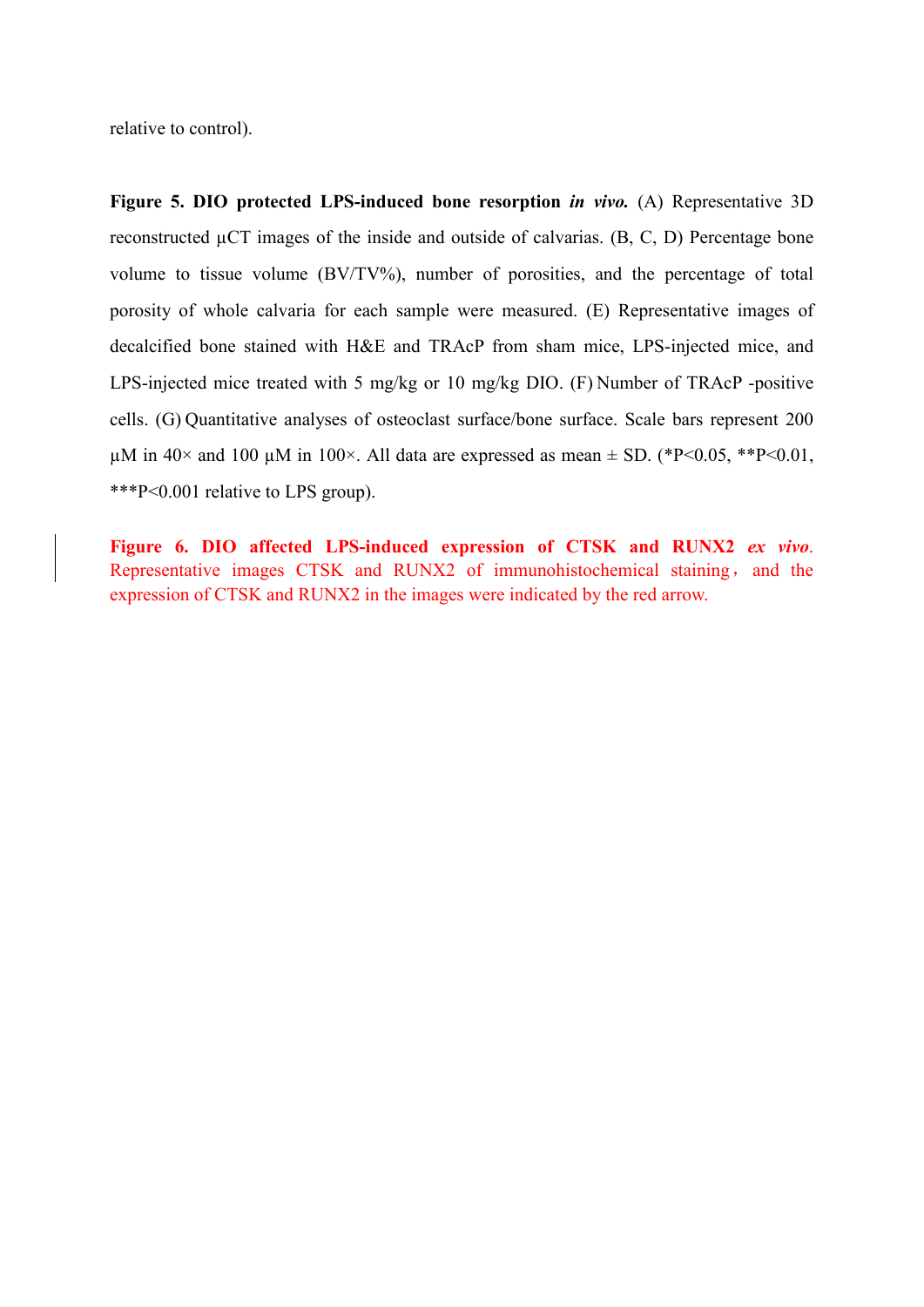relative to control).

**Figure 5. DIO protected LPS-induced bone resorption *in vivo.*** (A) Representative 3D reconstructed μCT images of the inside and outside of calvarias. (B, C, D) Percentage bone volume to tissue volume (BV/TV%), number of porosities, and the percentage of total porosity of whole calvaria for each sample were measured. (E) Representative images of decalcified bone stained with H&E and TRAcP from sham mice, LPS-injected mice, and LPS-injected mice treated with 5 mg/kg or 10 mg/kg DIO. (F) Number of TRAcP -positive cells. (G) Quantitative analyses of osteoclast surface/bone surface. Scale bars represent 200 μM in 40× and 100 μM in 100×. All data are expressed as mean ± SD. (*P<0.05, **P<0.01, ***P<0.001 relative to LPS group).

**Figure 6. DIO affected LPS-induced expression of CTSK and RUNX2 *ex vivo*.** Representative images CTSK and RUNX2 of immunohistochemical staining，and the expression of CTSK and RUNX2 in the images were indicated by the red arrow.